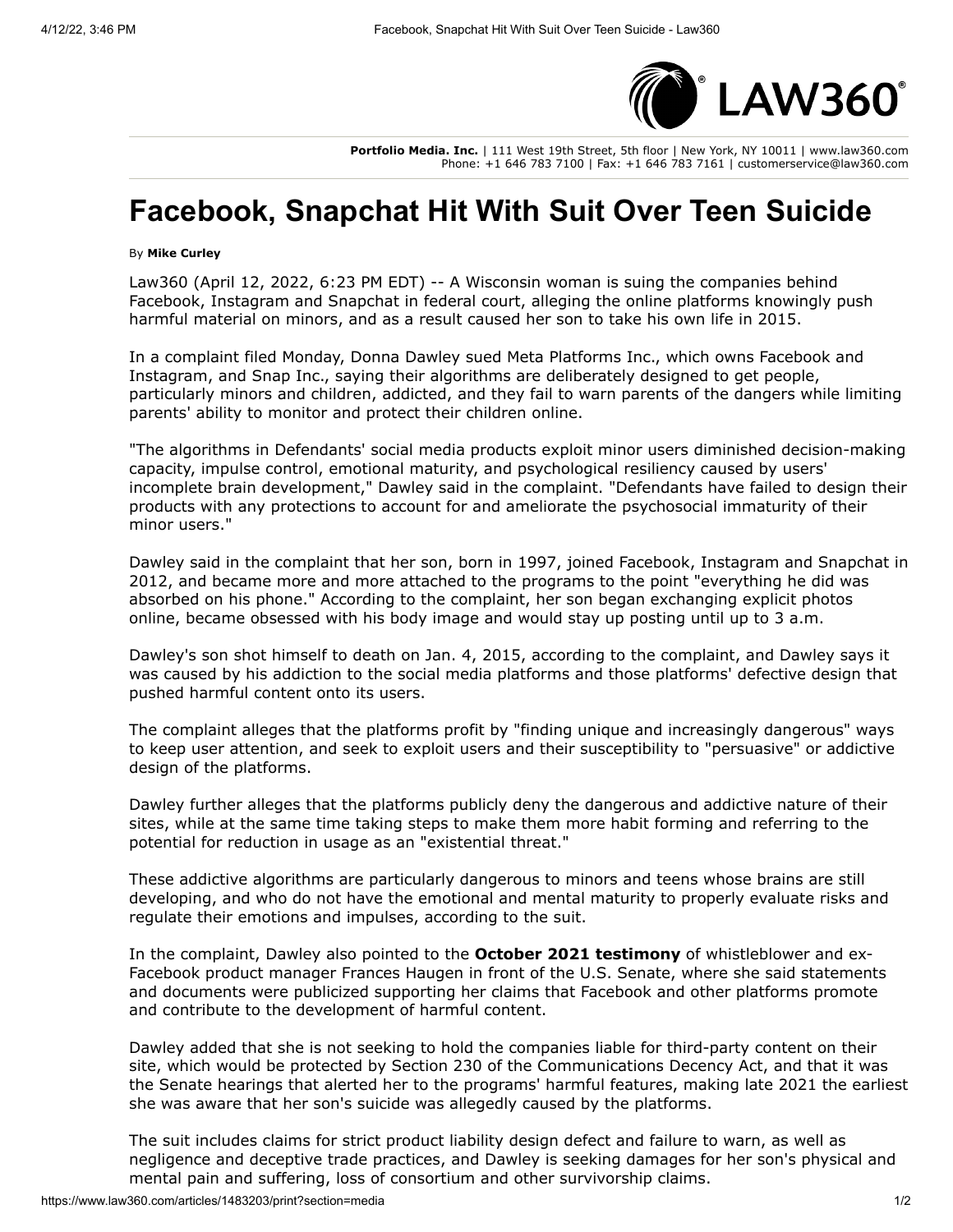**Portfolio Media. Inc.** | 111 West 19th Street, 5th floor | New York, NY 10011 | www.law360.com
Phone: +1 646 783 7100 | Fax: +1 646 783 7161 | customerservice@law360.com

# Facebook, Snapchat Hit With Suit Over Teen Suicide

By **Mike Curley**

Law360 (April 12, 2022, 6:23 PM EDT) -- A Wisconsin woman is suing the companies behind Facebook, Instagram and Snapchat in federal court, alleging the online platforms knowingly push harmful material on minors, and as a result caused her son to take his own life in 2015.

In a complaint filed Monday, Donna Dawley sued Meta Platforms Inc., which owns Facebook and Instagram, and Snap Inc., saying their algorithms are deliberately designed to get people, particularly minors and children, addicted, and they fail to warn parents of the dangers while limiting parents' ability to monitor and protect their children online.

"The algorithms in Defendants' social media products exploit minor users diminished decision-making capacity, impulse control, emotional maturity, and psychological resiliency caused by users' incomplete brain development," Dawley said in the complaint. "Defendants have failed to design their products with any protections to account for and ameliorate the psychosocial immaturity of their minor users."

Dawley said in the complaint that her son, born in 1997, joined Facebook, Instagram and Snapchat in 2012, and became more and more attached to the programs to the point "everything he did was absorbed on his phone." According to the complaint, her son began exchanging explicit photos online, became obsessed with his body image and would stay up posting until up to 3 a.m.

Dawley's son shot himself to death on Jan. 4, 2015, according to the complaint, and Dawley says it was caused by his addiction to the social media platforms and those platforms' defective design that pushed harmful content onto its users.

The complaint alleges that the platforms profit by "finding unique and increasingly dangerous" ways to keep user attention, and seek to exploit users and their susceptibility to "persuasive" or addictive design of the platforms.

Dawley further alleges that the platforms publicly deny the dangerous and addictive nature of their sites, while at the same time taking steps to make them more habit forming and referring to the potential for reduction in usage as an "existential threat."

These addictive algorithms are particularly dangerous to minors and teens whose brains are still developing, and who do not have the emotional and mental maturity to properly evaluate risks and regulate their emotions and impulses, according to the suit.

In the complaint, Dawley also pointed to the **October 2021 testimony** of whistleblower and ex-Facebook product manager Frances Haugen in front of the U.S. Senate, where she said statements and documents were publicized supporting her claims that Facebook and other platforms promote and contribute to the development of harmful content.

Dawley added that she is not seeking to hold the companies liable for third-party content on their site, which would be protected by Section 230 of the Communications Decency Act, and that it was the Senate hearings that alerted her to the programs' harmful features, making late 2021 the earliest she was aware that her son's suicide was allegedly caused by the platforms.

The suit includes claims for strict product liability design defect and failure to warn, as well as negligence and deceptive trade practices, and Dawley is seeking damages for her son's physical and mental pain and suffering, loss of consortium and other survivorship claims.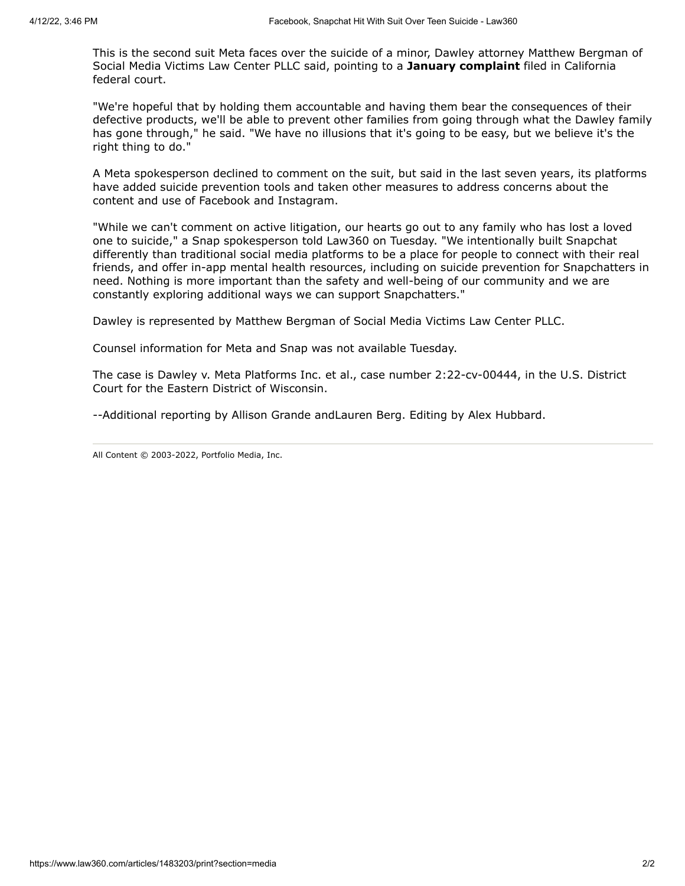This is the second suit Meta faces over the suicide of a minor, Dawley attorney Matthew Bergman of Social Media Victims Law Center PLLC said, pointing to a **January complaint** filed in California federal court.

"We're hopeful that by holding them accountable and having them bear the consequences of their defective products, we'll be able to prevent other families from going through what the Dawley family has gone through," he said. "We have no illusions that it's going to be easy, but we believe it's the right thing to do."

A Meta spokesperson declined to comment on the suit, but said in the last seven years, its platforms have added suicide prevention tools and taken other measures to address concerns about the content and use of Facebook and Instagram.

"While we can't comment on active litigation, our hearts go out to any family who has lost a loved one to suicide," a Snap spokesperson told Law360 on Tuesday. "We intentionally built Snapchat differently than traditional social media platforms to be a place for people to connect with their real friends, and offer in-app mental health resources, including on suicide prevention for Snapchatters in need. Nothing is more important than the safety and well-being of our community and we are constantly exploring additional ways we can support Snapchatters."

Dawley is represented by Matthew Bergman of Social Media Victims Law Center PLLC.

Counsel information for Meta and Snap was not available Tuesday.

The case is Dawley v. Meta Platforms Inc. et al., case number 2:22-cv-00444, in the U.S. District Court for the Eastern District of Wisconsin.

--Additional reporting by Allison Grande andLauren Berg. Editing by Alex Hubbard.

All Content © 2003-2022, Portfolio Media, Inc.